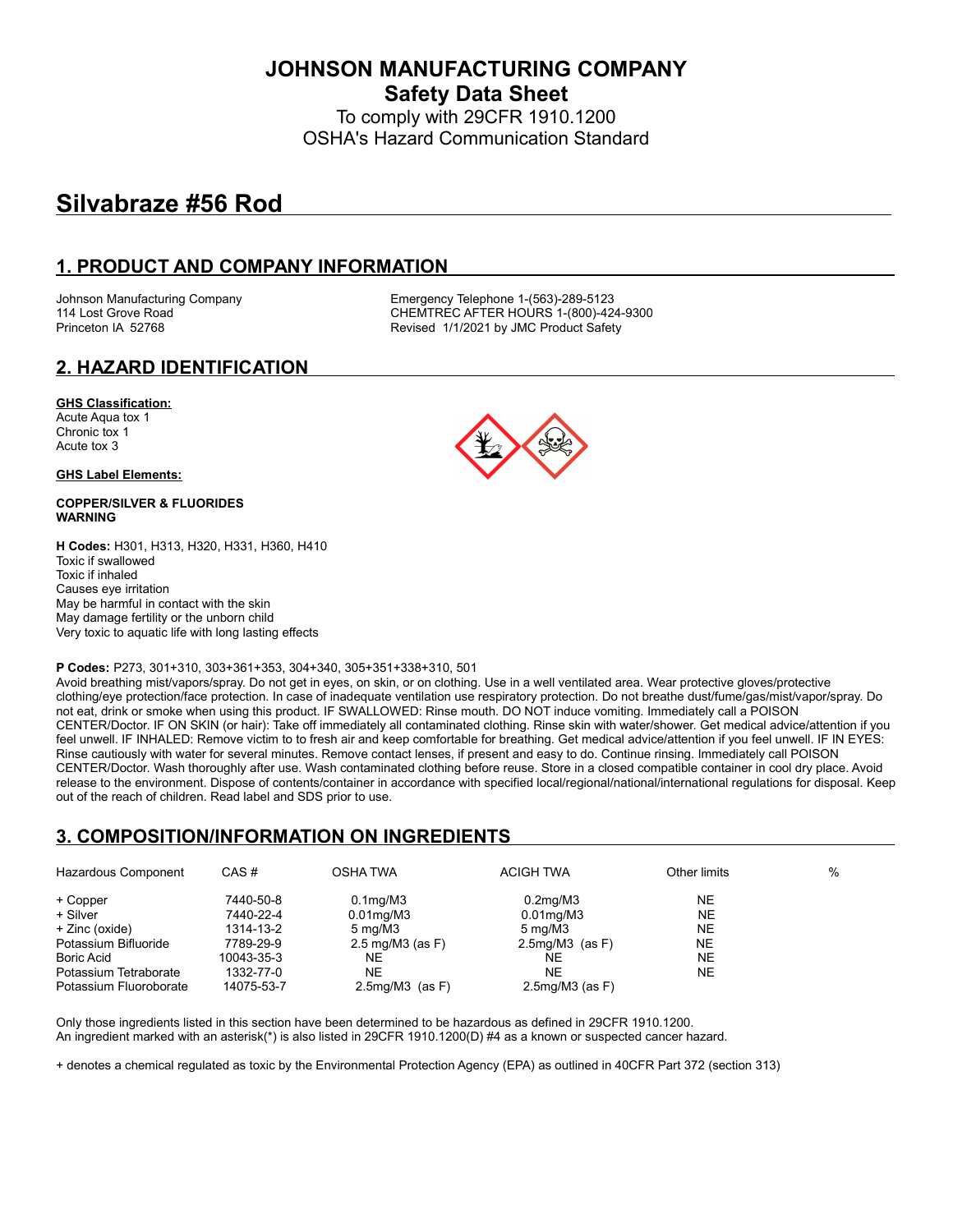# JOHNSON MANUFACTURING COMPANY
## Safety Data Sheet
To comply with 29CFR 1910.1200
OSHA's Hazard Communication Standard

# Silvabraze #56 Rod

## 1. PRODUCT AND COMPANY INFORMATION

Johnson Manufacturing Company
114 Lost Grove Road
Princeton IA 52768

Emergency Telephone 1-(563)-289-5123
CHEMTREC AFTER HOURS 1-(800)-424-9300
Revised 1/1/2021 by JMC Product Safety

## 2. HAZARD IDENTIFICATION

**GHS Classification:**
Acute Aqua tox 1
Chronic tox 1
Acute tox 3

**GHS Label Elements:**

**COPPER/SILVER & FLUORIDES**
**WARNING**

**H Codes:** H301, H313, H320, H331, H360, H410
Toxic if swallowed
Toxic if inhaled
Causes eye irritation
May be harmful in contact with the skin
May damage fertility or the unborn child
Very toxic to aquatic life with long lasting effects

**P Codes:** P273, 301+310, 303+361+353, 304+340, 305+351+338+310, 501
Avoid breathing mist/vapors/spray. Do not get in eyes, on skin, or on clothing. Use in a well ventilated area. Wear protective gloves/protective clothing/eye protection/face protection. In case of inadequate ventilation use respiratory protection. Do not breathe dust/fume/gas/mist/vapor/spray. Do not eat, drink or smoke when using this product. IF SWALLOWED: Rinse mouth. DO NOT induce vomiting. Immediately call a POISON CENTER/Doctor. IF ON SKIN (or hair): Take off immediately all contaminated clothing. Rinse skin with water/shower. Get medical advice/attention if you feel unwell. IF INHALED: Remove victim to to fresh air and keep comfortable for breathing. Get medical advice/attention if you feel unwell. IF IN EYES: Rinse cautiously with water for several minutes. Remove contact lenses, if present and easy to do. Continue rinsing. Immediately call POISON CENTER/Doctor. Wash thoroughly after use. Wash contaminated clothing before reuse. Store in a closed compatible container in cool dry place. Avoid release to the environment. Dispose of contents/container in accordance with specified local/regional/national/international regulations for disposal. Keep out of the reach of children. Read label and SDS prior to use.

## 3. COMPOSITION/INFORMATION ON INGREDIENTS

| Hazardous Component | CAS # | OSHA TWA | ACIGH TWA | Other limits | % |
|---|---|---|---|---|---|
| + Copper | 7440-50-8 | 0.1mg/M3 | 0.2mg/M3 | NE | |
| + Silver | 7440-22-4 | 0.01mg/M3 | 0.01mg/M3 | NE | |
| + Zinc (oxide) | 1314-13-2 | 5 mg/M3 | 5 mg/M3 | NE | |
| Potassium Bifluoride | 7789-29-9 | 2.5 mg/M3 (as F) | 2.5mg/M3 (as F) | NE | |
| Boric Acid | 10043-35-3 | NE | NE | NE | |
| Potassium Tetraborate | 1332-77-0 | NE | NE | NE | |
| Potassium Fluoroborate | 14075-53-7 | 2.5mg/M3 (as F) | 2.5mg/M3 (as F) | | |

Only those ingredients listed in this section have been determined to be hazardous as defined in 29CFR 1910.1200.
An ingredient marked with an asterisk(*) is also listed in 29CFR 1910.1200(D) #4 as a known or suspected cancer hazard.

+ denotes a chemical regulated as toxic by the Environmental Protection Agency (EPA) as outlined in 40CFR Part 372 (section 313)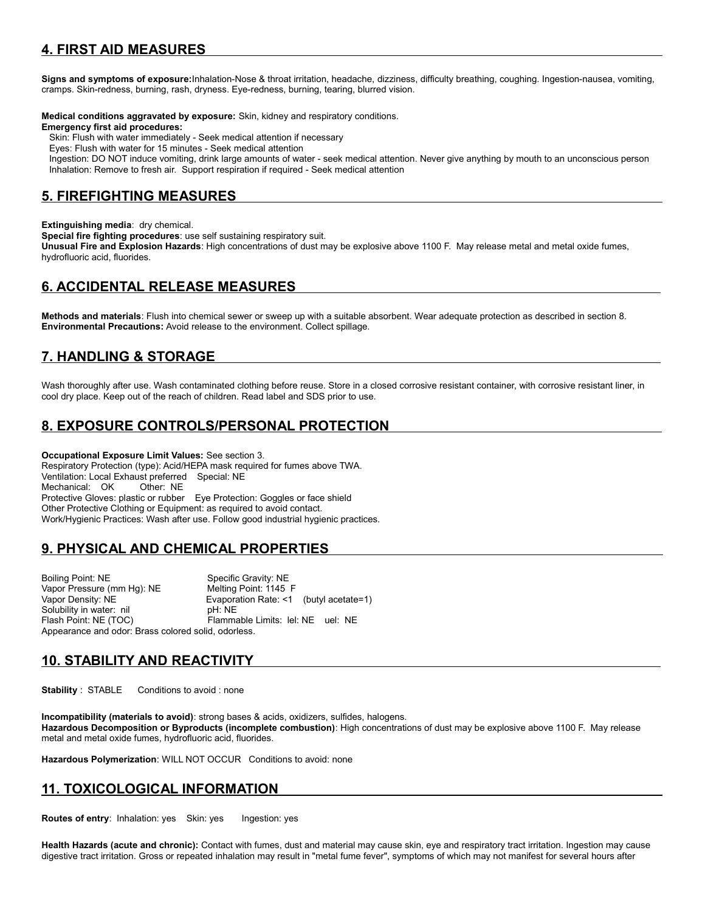## 4. FIRST AID MEASURES

**Signs and symptoms of exposure:**Inhalation-Nose & throat irritation, headache, dizziness, difficulty breathing, coughing. Ingestion-nausea, vomiting, cramps. Skin-redness, burning, rash, dryness. Eye-redness, burning, tearing, blurred vision.

**Medical conditions aggravated by exposure:** Skin, kidney and respiratory conditions.

**Emergency first aid procedures:**

Skin: Flush with water immediately - Seek medical attention if necessary

Eyes: Flush with water for 15 minutes - Seek medical attention

Ingestion: DO NOT induce vomiting, drink large amounts of water - seek medical attention. Never give anything by mouth to an unconscious person

Inhalation: Remove to fresh air. Support respiration if required - Seek medical attention

## 5. FIREFIGHTING MEASURES

**Extinguishing media**: dry chemical.

**Special fire fighting procedures**: use self sustaining respiratory suit.

**Unusual Fire and Explosion Hazards**: High concentrations of dust may be explosive above 1100 F. May release metal and metal oxide fumes, hydrofluoric acid, fluorides.

## 6. ACCIDENTAL RELEASE MEASURES

**Methods and materials**: Flush into chemical sewer or sweep up with a suitable absorbent. Wear adequate protection as described in section 8.

**Environmental Precautions:** Avoid release to the environment. Collect spillage.

## 7. HANDLING & STORAGE

Wash thoroughly after use. Wash contaminated clothing before reuse. Store in a closed corrosive resistant container, with corrosive resistant liner, in cool dry place. Keep out of the reach of children. Read label and SDS prior to use.

## 8. EXPOSURE CONTROLS/PERSONAL PROTECTION

**Occupational Exposure Limit Values:** See section 3.

Respiratory Protection (type): Acid/HEPA mask required for fumes above TWA.

Ventilation: Local Exhaust preferred Special: NE

Mechanical: OK Other: NE

Protective Gloves: plastic or rubber Eye Protection: Goggles or face shield

Other Protective Clothing or Equipment: as required to avoid contact.

Work/Hygienic Practices: Wash after use. Follow good industrial hygienic practices.

## 9. PHYSICAL AND CHEMICAL PROPERTIES

| | |
|---|---|
| Boiling Point: NE | Specific Gravity: NE |
| Vapor Pressure (mm Hg): NE | Melting Point: 1145 F |
| Vapor Density: NE | Evaporation Rate: <1 (butyl acetate=1) |
| Solubility in water: nil | pH: NE |
| Flash Point: NE (TOC) | Flammable Limits: lel: NE uel: NE |

Appearance and odor: Brass colored solid, odorless.

## 10. STABILITY AND REACTIVITY

**Stability** : STABLE Conditions to avoid : none

**Incompatibility (materials to avoid)**: strong bases & acids, oxidizers, sulfides, halogens.

**Hazardous Decomposition or Byproducts (incomplete combustion)**: High concentrations of dust may be explosive above 1100 F. May release metal and metal oxide fumes, hydrofluoric acid, fluorides.

**Hazardous Polymerization**: WILL NOT OCCUR Conditions to avoid: none

## 11. TOXICOLOGICAL INFORMATION

**Routes of entry**: Inhalation: yes Skin: yes Ingestion: yes

**Health Hazards (acute and chronic):** Contact with fumes, dust and material may cause skin, eye and respiratory tract irritation. Ingestion may cause digestive tract irritation. Gross or repeated inhalation may result in "metal fume fever", symptoms of which may not manifest for several hours after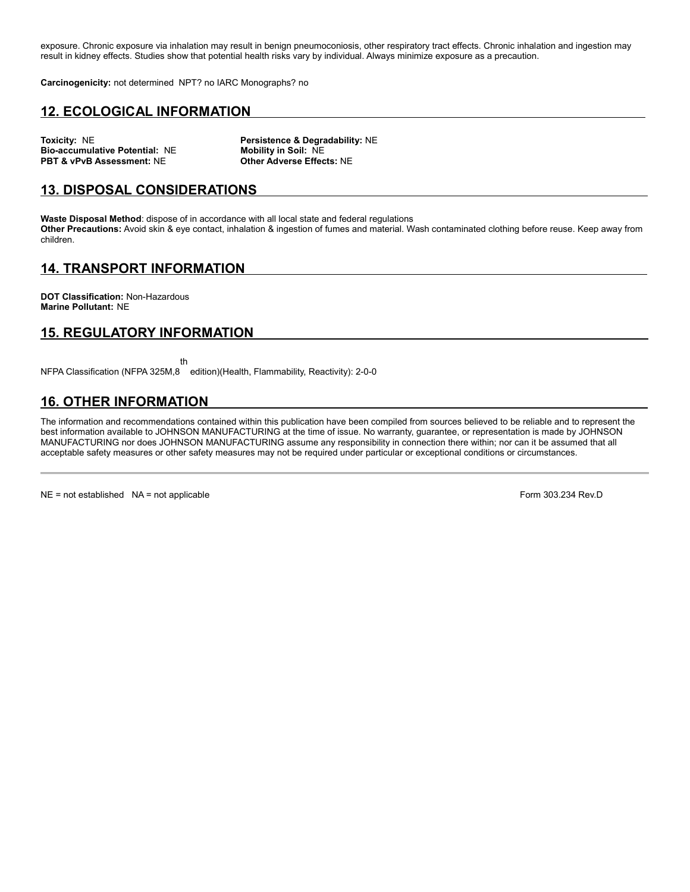exposure. Chronic exposure via inhalation may result in benign pneumoconiosis, other respiratory tract effects. Chronic inhalation and ingestion may result in kidney effects. Studies show that potential health risks vary by individual. Always minimize exposure as a precaution.

**Carcinogenicity:** not determined NPT? no IARC Monographs? no

## 12. ECOLOGICAL INFORMATION

**Toxicity:** NE
**Bio-accumulative Potential:** NE
**PBT & vPvB Assessment:** NE
**Persistence & Degradability:** NE
**Mobility in Soil:** NE
**Other Adverse Effects:** NE

## 13. DISPOSAL CONSIDERATIONS

**Waste Disposal Method**: dispose of in accordance with all local state and federal regulations
**Other Precautions:** Avoid skin & eye contact, inhalation & ingestion of fumes and material. Wash contaminated clothing before reuse. Keep away from children.

## 14. TRANSPORT INFORMATION

**DOT Classification:** Non-Hazardous
**Marine Pollutant:** NE

## 15. REGULATORY INFORMATION

NFPA Classification (NFPA 325M,8th edition)(Health, Flammability, Reactivity): 2-0-0

## 16. OTHER INFORMATION

The information and recommendations contained within this publication have been compiled from sources believed to be reliable and to represent the best information available to JOHNSON MANUFACTURING at the time of issue. No warranty, guarantee, or representation is made by JOHNSON MANUFACTURING nor does JOHNSON MANUFACTURING assume any responsibility in connection there within; nor can it be assumed that all acceptable safety measures or other safety measures may not be required under particular or exceptional conditions or circumstances.

---

NE = not established NA = not applicable

Form 303.234 Rev.D